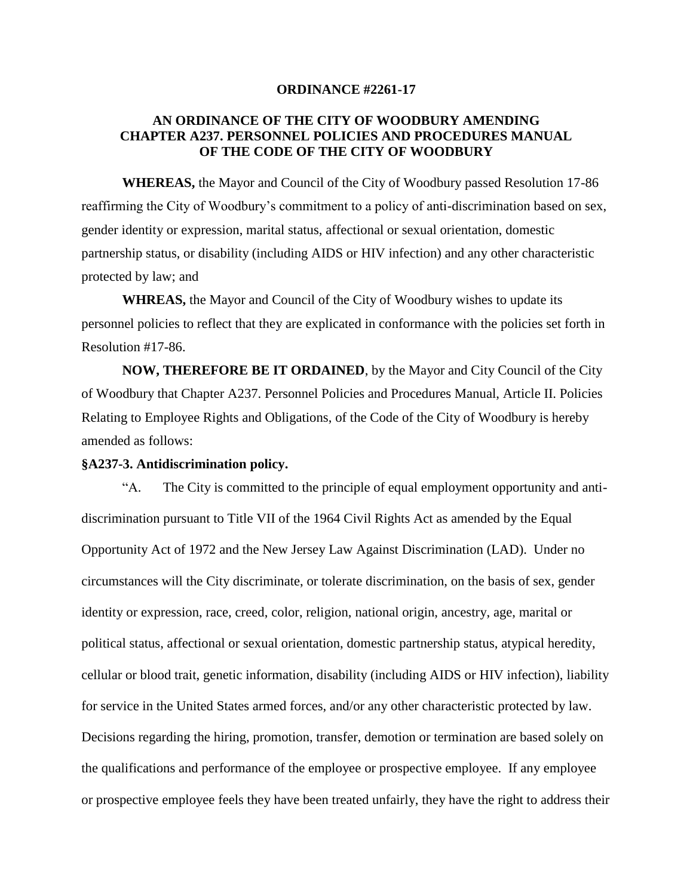**ORDINANCE #2261-17**

**AN ORDINANCE OF THE CITY OF WOODBURY AMENDING CHAPTER A237. PERSONNEL POLICIES AND PROCEDURES MANUAL OF THE CODE OF THE CITY OF WOODBURY**

**WHEREAS,** the Mayor and Council of the City of Woodbury passed Resolution 17-86 reaffirming the City of Woodbury's commitment to a policy of anti-discrimination based on sex, gender identity or expression, marital status, affectional or sexual orientation, domestic partnership status, or disability (including AIDS or HIV infection) and any other characteristic protected by law; and

**WHREAS,** the Mayor and Council of the City of Woodbury wishes to update its personnel policies to reflect that they are explicated in conformance with the policies set forth in Resolution #17-86.

**NOW, THEREFORE BE IT ORDAINED**, by the Mayor and City Council of the City of Woodbury that Chapter A237. Personnel Policies and Procedures Manual, Article II. Policies Relating to Employee Rights and Obligations, of the Code of the City of Woodbury is hereby amended as follows:

**§A237-3. Antidiscrimination policy.**

"A. The City is committed to the principle of equal employment opportunity and anti-discrimination pursuant to Title VII of the 1964 Civil Rights Act as amended by the Equal Opportunity Act of 1972 and the New Jersey Law Against Discrimination (LAD). Under no circumstances will the City discriminate, or tolerate discrimination, on the basis of sex, gender identity or expression, race, creed, color, religion, national origin, ancestry, age, marital or political status, affectional or sexual orientation, domestic partnership status, atypical heredity, cellular or blood trait, genetic information, disability (including AIDS or HIV infection), liability for service in the United States armed forces, and/or any other characteristic protected by law. Decisions regarding the hiring, promotion, transfer, demotion or termination are based solely on the qualifications and performance of the employee or prospective employee. If any employee or prospective employee feels they have been treated unfairly, they have the right to address their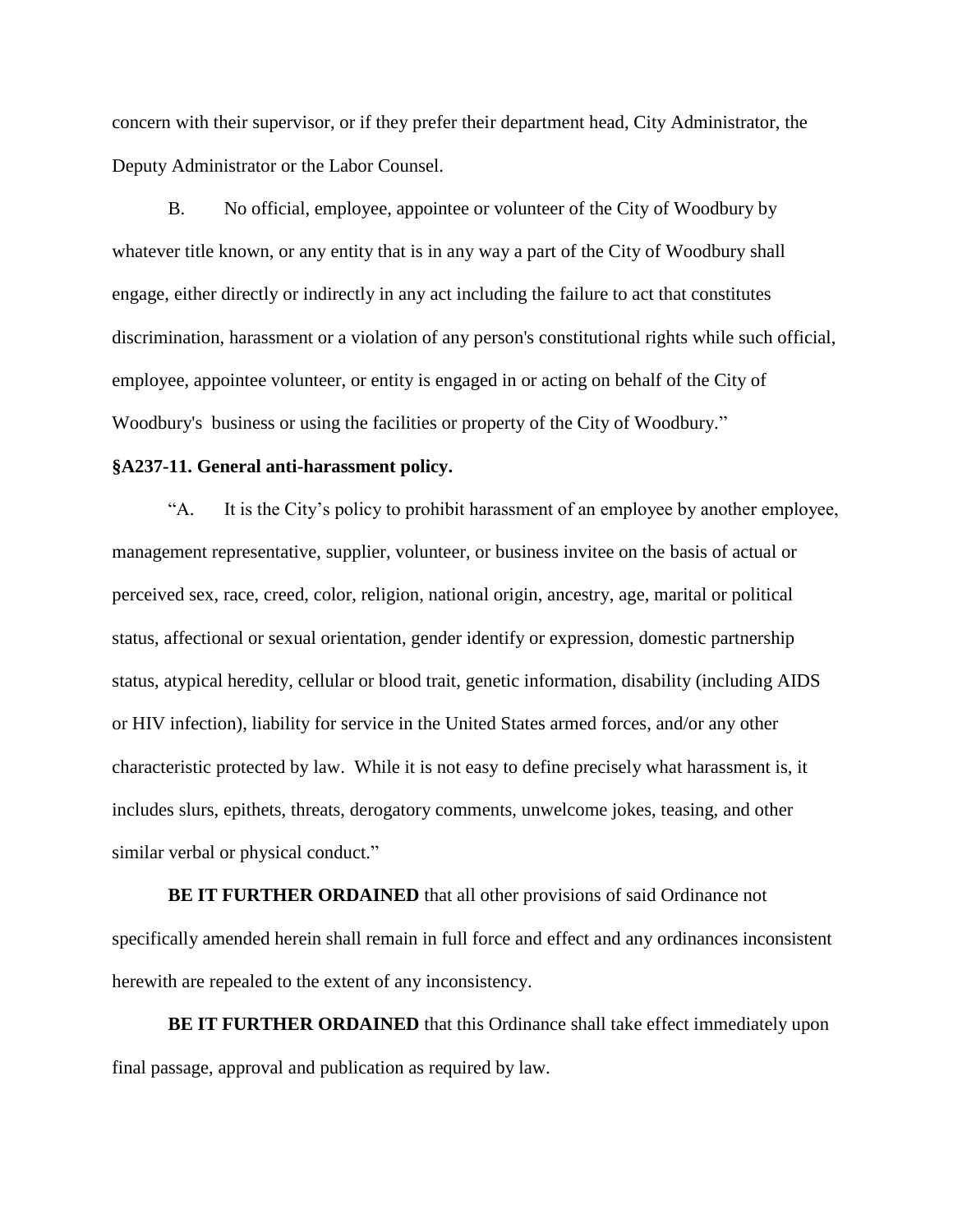concern with their supervisor, or if they prefer their department head, City Administrator, the Deputy Administrator or the Labor Counsel.

B. No official, employee, appointee or volunteer of the City of Woodbury by whatever title known, or any entity that is in any way a part of the City of Woodbury shall engage, either directly or indirectly in any act including the failure to act that constitutes discrimination, harassment or a violation of any person's constitutional rights while such official, employee, appointee volunteer, or entity is engaged in or acting on behalf of the City of Woodbury's business or using the facilities or property of the City of Woodbury."

**§A237-11. General anti-harassment policy.**

"A. It is the City's policy to prohibit harassment of an employee by another employee, management representative, supplier, volunteer, or business invitee on the basis of actual or perceived sex, race, creed, color, religion, national origin, ancestry, age, marital or political status, affectional or sexual orientation, gender identify or expression, domestic partnership status, atypical heredity, cellular or blood trait, genetic information, disability (including AIDS or HIV infection), liability for service in the United States armed forces, and/or any other characteristic protected by law. While it is not easy to define precisely what harassment is, it includes slurs, epithets, threats, derogatory comments, unwelcome jokes, teasing, and other similar verbal or physical conduct."

**BE IT FURTHER ORDAINED** that all other provisions of said Ordinance not specifically amended herein shall remain in full force and effect and any ordinances inconsistent herewith are repealed to the extent of any inconsistency.

**BE IT FURTHER ORDAINED** that this Ordinance shall take effect immediately upon final passage, approval and publication as required by law.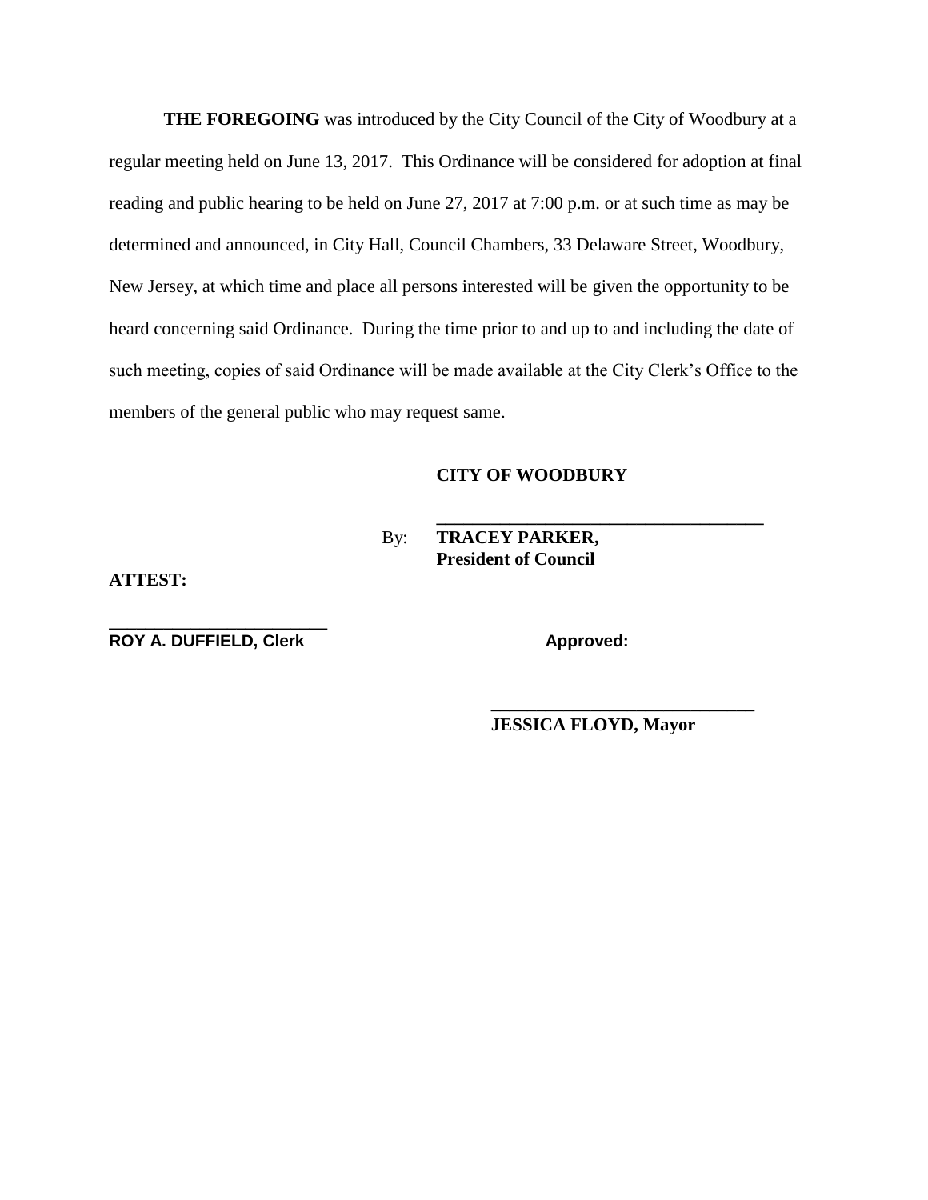**THE FOREGOING** was introduced by the City Council of the City of Woodbury at a regular meeting held on June 13, 2017. This Ordinance will be considered for adoption at final reading and public hearing to be held on June 27, 2017 at 7:00 p.m. or at such time as may be determined and announced, in City Hall, Council Chambers, 33 Delaware Street, Woodbury, New Jersey, at which time and place all persons interested will be given the opportunity to be heard concerning said Ordinance. During the time prior to and up to and including the date of such meeting, copies of said Ordinance will be made available at the City Clerk's Office to the members of the general public who may request same.

**CITY OF WOODBURY**

By: ____________________________________
**TRACEY PARKER,**
**President of Council**

**ATTEST:**

________________________
**ROY A. DUFFIELD, Clerk**

**Approved:**

_____________________________
**JESSICA FLOYD, Mayor**